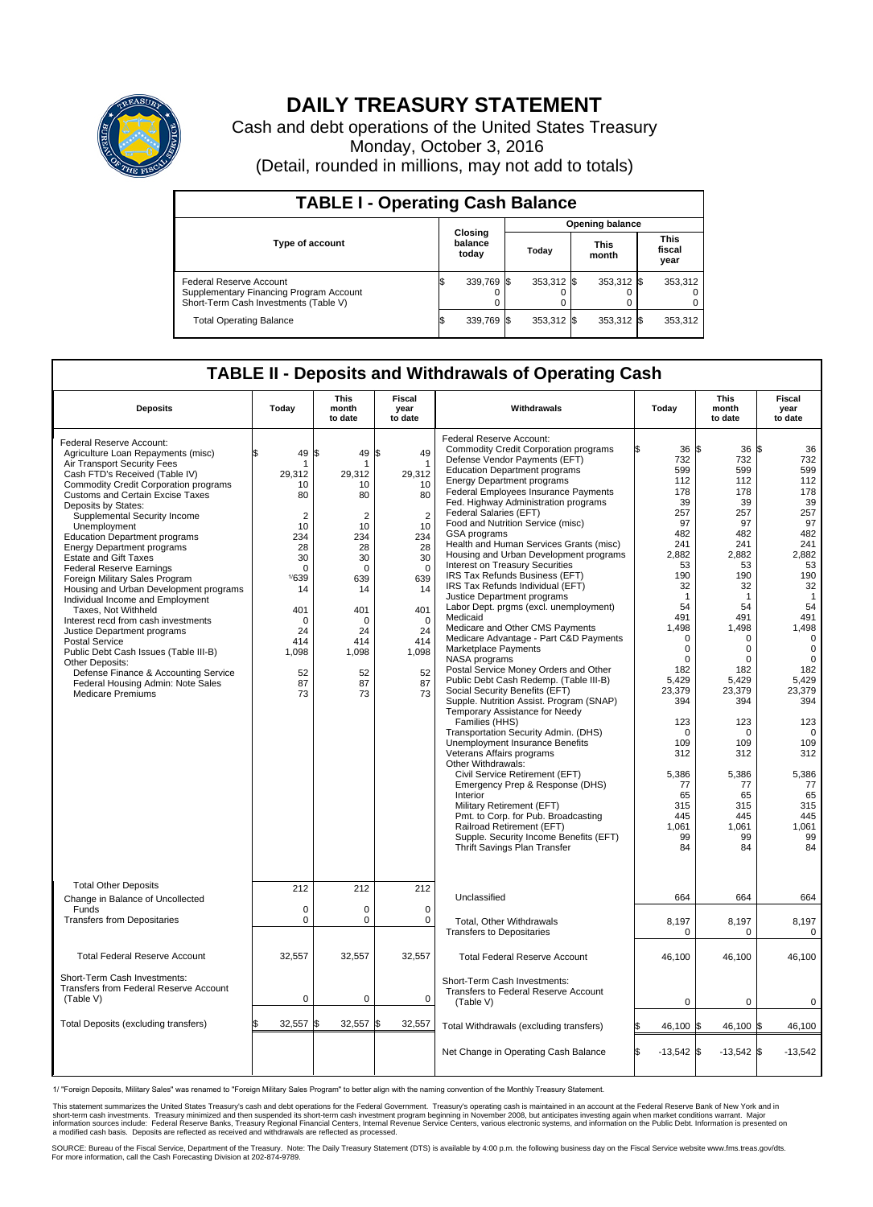# DAILY TREASURY STATEMENT

Cash and debt operations of the United States Treasury

Monday, October 3, 2016

(Detail, rounded in millions, may not add to totals)

## TABLE I - Operating Cash Balance

| Type of account | Closing balance today | Opening balance Today | Opening balance This month | Opening balance This fiscal year |
|---|---|---|---|---|
| Federal Reserve Account | $ 339,769 | $ 353,312 | $ 353,312 | $ 353,312 |
| Supplementary Financing Program Account | 0 | 0 | 0 | 0 |
| Short-Term Cash Investments (Table V) | 0 | 0 | 0 | 0 |
| Total Operating Balance | $ 339,769 | $ 353,312 | $ 353,312 | $ 353,312 |

## TABLE II - Deposits and Withdrawals of Operating Cash

| Deposits | Today | This month to date | Fiscal year to date |
|---|---|---|---|
| Federal Reserve Account: | | | |
| Agriculture Loan Repayments (misc) | $ 49 | $ 49 | $ 49 |
| Air Transport Security Fees | 1 | 1 | 1 |
| Cash FTD's Received (Table IV) | 29,312 | 29,312 | 29,312 |
| Commodity Credit Corporation programs | 10 | 10 | 10 |
| Customs and Certain Excise Taxes | 80 | 80 | 80 |
| Deposits by States: | | | |
| Supplemental Security Income | 2 | 2 | 2 |
| Unemployment | 10 | 10 | 10 |
| Education Department programs | 234 | 234 | 234 |
| Energy Department programs | 28 | 28 | 28 |
| Estate and Gift Taxes | 30 | 30 | 30 |
| Federal Reserve Earnings | 0 | 0 | 0 |
| Foreign Military Sales Program | 1/639 | 639 | 639 |
| Housing and Urban Development programs | 14 | 14 | 14 |
| Individual Income and Employment Taxes, Not Withheld | 401 | 401 | 401 |
| Interest recd from cash investments | 0 | 0 | 0 |
| Justice Department programs | 24 | 24 | 24 |
| Postal Service | 414 | 414 | 414 |
| Public Debt Cash Issues (Table III-B) | 1,098 | 1,098 | 1,098 |
| Other Deposits: | | | |
| Defense Finance & Accounting Service | 52 | 52 | 52 |
| Federal Housing Admin: Note Sales | 87 | 87 | 87 |
| Medicare Premiums | 73 | 73 | 73 |
| Total Other Deposits | 212 | 212 | 212 |
| Change in Balance of Uncollected Funds | 0 | 0 | 0 |
| Transfers from Depositaries | 0 | 0 | 0 |
| Total Federal Reserve Account | 32,557 | 32,557 | 32,557 |
| Short-Term Cash Investments: Transfers from Federal Reserve Account (Table V) | 0 | 0 | 0 |
| Total Deposits (excluding transfers) | $ 32,557 | $ 32,557 | $ 32,557 |

| Withdrawals | Today | This month to date | Fiscal year to date |
|---|---|---|---|
| Federal Reserve Account: | | | |
| Commodity Credit Corporation programs | $ 36 | $ 36 | $ 36 |
| Defense Vendor Payments (EFT) | 732 | 732 | 732 |
| Education Department programs | 599 | 599 | 599 |
| Energy Department programs | 112 | 112 | 112 |
| Federal Employees Insurance Payments | 178 | 178 | 178 |
| Fed. Highway Administration programs | 39 | 39 | 39 |
| Federal Salaries (EFT) | 257 | 257 | 257 |
| Food and Nutrition Service (misc) | 97 | 97 | 97 |
| GSA programs | 482 | 482 | 482 |
| Health and Human Services Grants (misc) | 241 | 241 | 241 |
| Housing and Urban Development programs | 2,882 | 2,882 | 2,882 |
| Interest on Treasury Securities | 53 | 53 | 53 |
| IRS Tax Refunds Business (EFT) | 190 | 190 | 190 |
| IRS Tax Refunds Individual (EFT) | 32 | 32 | 32 |
| Justice Department programs | 1 | 1 | 1 |
| Labor Dept. prgms (excl. unemployment) | 54 | 54 | 54 |
| Medicaid | 491 | 491 | 491 |
| Medicare and Other CMS Payments | 1,498 | 1,498 | 1,498 |
| Medicare Advantage - Part C&D Payments | 0 | 0 | 0 |
| Marketplace Payments | 0 | 0 | 0 |
| NASA programs | 0 | 0 | 0 |
| Postal Service Money Orders and Other | 182 | 182 | 182 |
| Public Debt Cash Redemp. (Table III-B) | 5,429 | 5,429 | 5,429 |
| Social Security Benefits (EFT) | 23,379 | 23,379 | 23,379 |
| Supple. Nutrition Assist. Program (SNAP) | 394 | 394 | 394 |
| Temporary Assistance for Needy Families (HHS) | 123 | 123 | 123 |
| Transportation Security Admin. (DHS) | 0 | 0 | 0 |
| Unemployment Insurance Benefits | 109 | 109 | 109 |
| Veterans Affairs programs | 312 | 312 | 312 |
| Other Withdrawals: | | | |
| Civil Service Retirement (EFT) | 5,386 | 5,386 | 5,386 |
| Emergency Prep & Response (DHS) | 77 | 77 | 77 |
| Interior | 65 | 65 | 65 |
| Military Retirement (EFT) | 315 | 315 | 315 |
| Pmt. to Corp. for Pub. Broadcasting | 445 | 445 | 445 |
| Railroad Retirement (EFT) | 1,061 | 1,061 | 1,061 |
| Supple. Security Income Benefits (EFT) | 99 | 99 | 99 |
| Thrift Savings Plan Transfer | 84 | 84 | 84 |
| Unclassified | 664 | 664 | 664 |
| Total, Other Withdrawals | 8,197 | 8,197 | 8,197 |
| Transfers to Depositaries | 0 | 0 | 0 |
| Total Federal Reserve Account | 46,100 | 46,100 | 46,100 |
| Short-Term Cash Investments: Transfers to Federal Reserve Account (Table V) | 0 | 0 | 0 |
| Total Withdrawals (excluding transfers) | $ 46,100 | $ 46,100 | $ 46,100 |
| Net Change in Operating Cash Balance | $ -13,542 | $ -13,542 | $ -13,542 |

1/ "Foreign Deposits, Military Sales" was renamed to "Foreign Military Sales Program" to better align with the naming convention of the Monthly Treasury Statement.

This statement summarizes the United States Treasury's cash and debt operations for the Federal Government. Treasury's operating cash is maintained in an account at the Federal Reserve Bank of New York and in short-term cash investments. Treasury minimized and then suspended its short-term cash investment program beginning in November 2008, but anticipates investing again when market conditions warrant. Major information sources include: Federal Reserve Banks, Treasury Regional Financial Centers, Internal Revenue Service Centers, various electronic systems, and information on the Public Debt. Information is presented on a modified cash basis. Deposits are reflected as received and withdrawals are reflected as processed.

SOURCE: Bureau of the Fiscal Service, Department of the Treasury. Note: The Daily Treasury Statement (DTS) is available by 4:00 p.m. the following business day on the Fiscal Service website www.fms.treas.gov/dts. For more information, call the Cash Forecasting Division at 202-874-9789.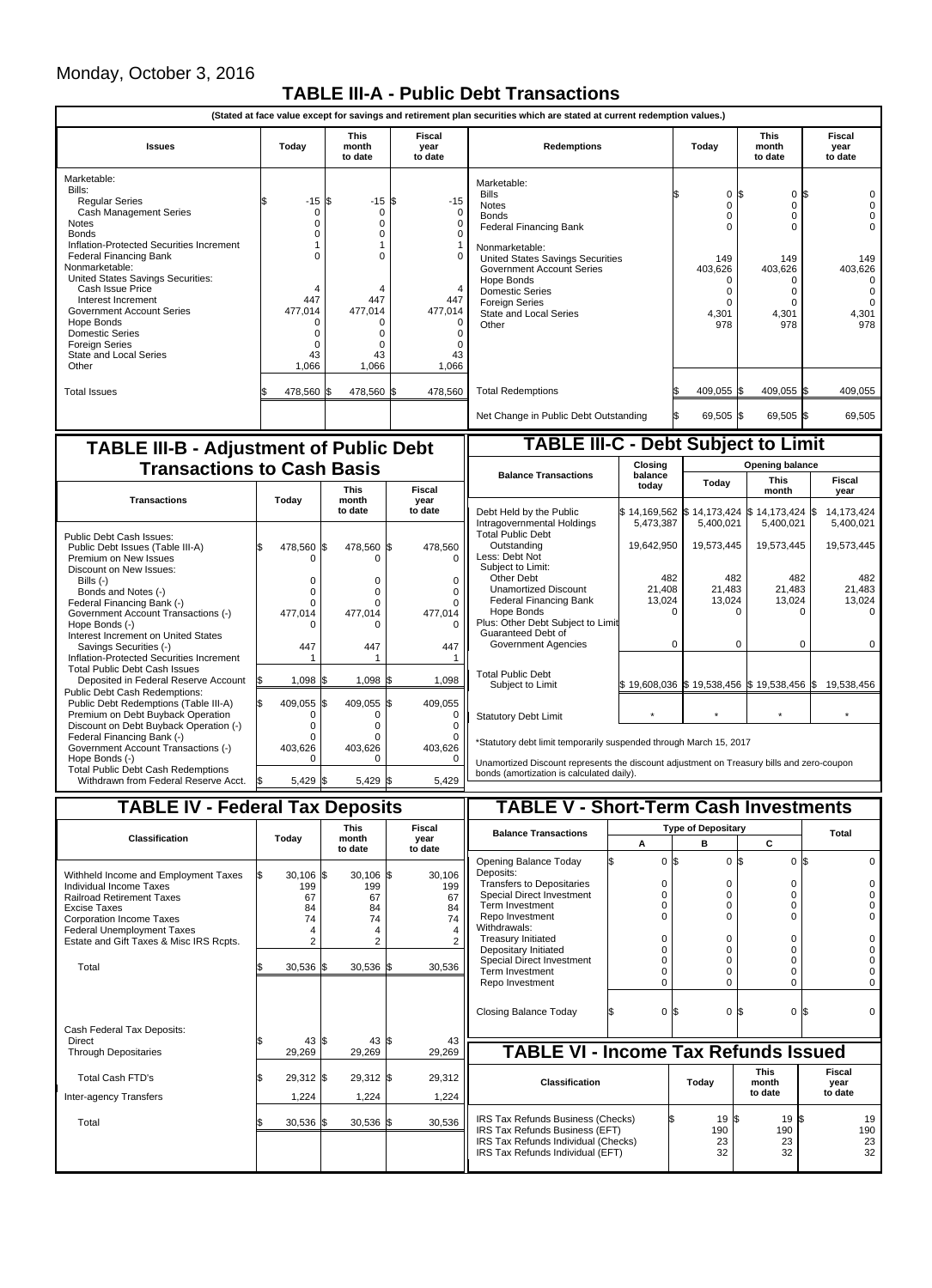Monday, October 3, 2016

# TABLE III-A - Public Debt Transactions

(Stated at face value except for savings and retirement plan securities which are stated at current redemption values.)

| Issues | Today | This month to date | Fiscal year to date |
|---|---|---|---|
| Marketable: | | | |
| Bills: | | | |
| Regular Series | $ -15 | $ -15 | $ -15 |
| Cash Management Series | 0 | 0 | 0 |
| Notes | 0 | 0 | 0 |
| Bonds | 0 | 0 | 0 |
| Inflation-Protected Securities Increment | 1 | 1 | 1 |
| Federal Financing Bank | 0 | 0 | 0 |
| Nonmarketable: | | | |
| United States Savings Securities: | | | |
| Cash Issue Price | 4 | 4 | 4 |
| Interest Increment | 447 | 447 | 447 |
| Government Account Series | 477,014 | 477,014 | 477,014 |
| Hope Bonds | 0 | 0 | 0 |
| Domestic Series | 0 | 0 | 0 |
| Foreign Series | 0 | 0 | 0 |
| State and Local Series | 43 | 43 | 43 |
| Other | 1,066 | 1,066 | 1,066 |
| Total Issues | $ 478,560 | $ 478,560 | $ 478,560 |

| Redemptions | Today | This month to date | Fiscal year to date |
|---|---|---|---|
| Marketable: | | | |
| Bills | $ 0 | $ 0 | $ 0 |
| Notes | 0 | 0 | 0 |
| Bonds | 0 | 0 | 0 |
| Federal Financing Bank | 0 | 0 | 0 |
| Nonmarketable: | | | |
| United States Savings Securities | 149 | 149 | 149 |
| Government Account Series | 403,626 | 403,626 | 403,626 |
| Hope Bonds | 0 | 0 | 0 |
| Domestic Series | 0 | 0 | 0 |
| Foreign Series | 0 | 0 | 0 |
| State and Local Series | 4,301 | 4,301 | 4,301 |
| Other | 978 | 978 | 978 |
| Total Redemptions | $ 409,055 | $ 409,055 | $ 409,055 |
| Net Change in Public Debt Outstanding | $ 69,505 | $ 69,505 | $ 69,505 |

# TABLE III-B - Adjustment of Public Debt Transactions to Cash Basis

| Transactions | Today | This month to date | Fiscal year to date |
|---|---|---|---|
| Public Debt Cash Issues: | | | |
| Public Debt Issues (Table III-A) | $ 478,560 | $ 478,560 | $ 478,560 |
| Premium on New Issues | 0 | 0 | 0 |
| Discount on New Issues: | | | |
| Bills (-) | 0 | 0 | 0 |
| Bonds and Notes (-) | 0 | 0 | 0 |
| Federal Financing Bank (-) | 0 | 0 | 0 |
| Government Account Transactions (-) | 477,014 | 477,014 | 477,014 |
| Hope Bonds (-) | 0 | 0 | 0 |
| Interest Increment on United States Savings Securities (-) | 447 | 447 | 447 |
| Inflation-Protected Securities Increment | 1 | 1 | 1 |
| Total Public Debt Cash Issues Deposited in Federal Reserve Account | $ 1,098 | $ 1,098 | $ 1,098 |
| Public Debt Cash Redemptions: | | | |
| Public Debt Redemptions (Table III-A) | $ 409,055 | $ 409,055 | $ 409,055 |
| Premium on Debt Buyback Operation | 0 | 0 | 0 |
| Discount on Debt Buyback Operation (-) | 0 | 0 | 0 |
| Federal Financing Bank (-) | 0 | 0 | 0 |
| Government Account Transactions (-) | 403,626 | 403,626 | 403,626 |
| Hope Bonds (-) | 0 | 0 | 0 |
| Total Public Debt Cash Redemptions Withdrawn from Federal Reserve Acct. | $ 5,429 | $ 5,429 | $ 5,429 |

# TABLE III-C - Debt Subject to Limit

| Balance Transactions | Closing balance today | Opening balance Today | Opening balance This month | Opening balance Fiscal year |
|---|---|---|---|---|
| Debt Held by the Public | $ 14,169,562 | $ 14,173,424 | $ 14,173,424 | $ 14,173,424 |
| Intragovernmental Holdings | 5,473,387 | 5,400,021 | 5,400,021 | 5,400,021 |
| Total Public Debt Outstanding | 19,642,950 | 19,573,445 | 19,573,445 | 19,573,445 |
| Less: Debt Not Subject to Limit: | | | | |
| Other Debt | 482 | 482 | 482 | 482 |
| Unamortized Discount | 21,408 | 21,483 | 21,483 | 21,483 |
| Federal Financing Bank | 13,024 | 13,024 | 13,024 | 13,024 |
| Hope Bonds | 0 | 0 | 0 | 0 |
| Plus: Other Debt Subject to Limit | | | | |
| Guaranteed Debt of Government Agencies | 0 | 0 | 0 | 0 |
| Total Public Debt Subject to Limit | $ 19,608,036 | $ 19,538,456 | $ 19,538,456 | $ 19,538,456 |
| Statutory Debt Limit | * | * | * | * |

*Statutory debt limit temporarily suspended through March 15, 2017

Unamortized Discount represents the discount adjustment on Treasury bills and zero-coupon bonds (amortization is calculated daily).

# TABLE IV - Federal Tax Deposits

| Classification | Today | This month to date | Fiscal year to date |
|---|---|---|---|
| Withheld Income and Employment Taxes | $ 30,106 | $ 30,106 | $ 30,106 |
| Individual Income Taxes | 199 | 199 | 199 |
| Railroad Retirement Taxes | 67 | 67 | 67 |
| Excise Taxes | 84 | 84 | 84 |
| Corporation Income Taxes | 74 | 74 | 74 |
| Federal Unemployment Taxes | 4 | 4 | 4 |
| Estate and Gift Taxes & Misc IRS Rcpts. | 2 | 2 | 2 |
| Total | $ 30,536 | $ 30,536 | $ 30,536 |
| Cash Federal Tax Deposits: | | | |
| Direct | $ 43 | $ 43 | $ 43 |
| Through Depositaries | 29,269 | 29,269 | 29,269 |
| Total Cash FTD's | $ 29,312 | $ 29,312 | $ 29,312 |
| Inter-agency Transfers | 1,224 | 1,224 | 1,224 |
| Total | $ 30,536 | $ 30,536 | $ 30,536 |

# TABLE V - Short-Term Cash Investments

| Balance Transactions | Type of Depositary A | Type of Depositary B | Type of Depositary C | Total |
|---|---|---|---|---|
| Opening Balance Today | $ 0 | $ 0 | $ 0 | $ 0 |
| Deposits: | | | | |
| Transfers to Depositaries | 0 | 0 | 0 | 0 |
| Special Direct Investment | 0 | 0 | 0 | 0 |
| Term Investment | 0 | 0 | 0 | 0 |
| Repo Investment | 0 | 0 | 0 | 0 |
| Withdrawals: | | | | |
| Treasury Initiated | 0 | 0 | 0 | 0 |
| Depositary Initiated | 0 | 0 | 0 | 0 |
| Special Direct Investment | 0 | 0 | 0 | 0 |
| Term Investment | 0 | 0 | 0 | 0 |
| Repo Investment | 0 | 0 | 0 | 0 |
| Closing Balance Today | $ 0 | $ 0 | $ 0 | $ 0 |

# TABLE VI - Income Tax Refunds Issued

| Classification | Today | This month to date | Fiscal year to date |
|---|---|---|---|
| IRS Tax Refunds Business (Checks) | $ 19 | $ 19 | $ 19 |
| IRS Tax Refunds Business (EFT) | 190 | 190 | 190 |
| IRS Tax Refunds Individual (Checks) | 23 | 23 | 23 |
| IRS Tax Refunds Individual (EFT) | 32 | 32 | 32 |